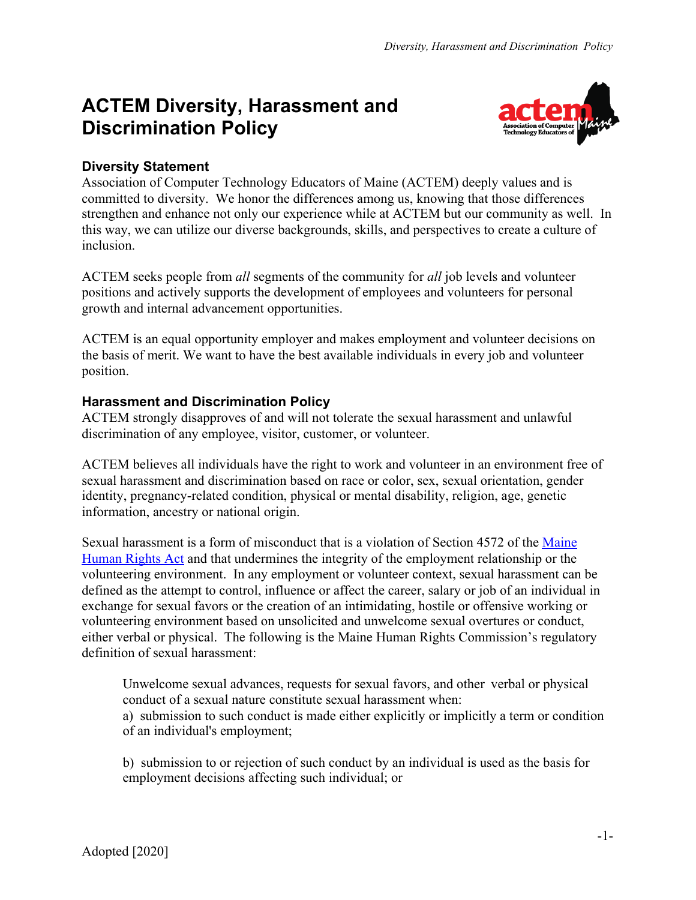# ACTEM Diversity, Harassment and Discrimination Policy

## Diversity Statement

Association of Computer Technology Educators of Maine (ACTEM) deeply values and is committed to diversity. We honor the differences among us, knowing that those differences strengthen and enhance not only our experience while at ACTEM but our community as well. In this way, we can utilize our diverse backgrounds, skills, and perspectives to create a culture of inclusion.

ACTEM seeks people from *all* segments of the community for *all* job levels and volunteer positions and actively supports the development of employees and volunteers for personal growth and internal advancement opportunities.

ACTEM is an equal opportunity employer and makes employment and volunteer decisions on the basis of merit. We want to have the best available individuals in every job and volunteer position.

## Harassment and Discrimination Policy

ACTEM strongly disapproves of and will not tolerate the sexual harassment and unlawful discrimination of any employee, visitor, customer, or volunteer.

ACTEM believes all individuals have the right to work and volunteer in an environment free of sexual harassment and discrimination based on race or color, sex, sexual orientation, gender identity, pregnancy-related condition, physical or mental disability, religion, age, genetic information, ancestry or national origin.

Sexual harassment is a form of misconduct that is a violation of Section 4572 of the Maine Human Rights Act and that undermines the integrity of the employment relationship or the volunteering environment. In any employment or volunteer context, sexual harassment can be defined as the attempt to control, influence or affect the career, salary or job of an individual in exchange for sexual favors or the creation of an intimidating, hostile or offensive working or volunteering environment based on unsolicited and unwelcome sexual overtures or conduct, either verbal or physical. The following is the Maine Human Rights Commission's regulatory definition of sexual harassment:

> Unwelcome sexual advances, requests for sexual favors, and other verbal or physical conduct of a sexual nature constitute sexual harassment when:
> a) submission to such conduct is made either explicitly or implicitly a term or condition of an individual's employment;
>
> b) submission to or rejection of such conduct by an individual is used as the basis for employment decisions affecting such individual; or

Adopted [2020]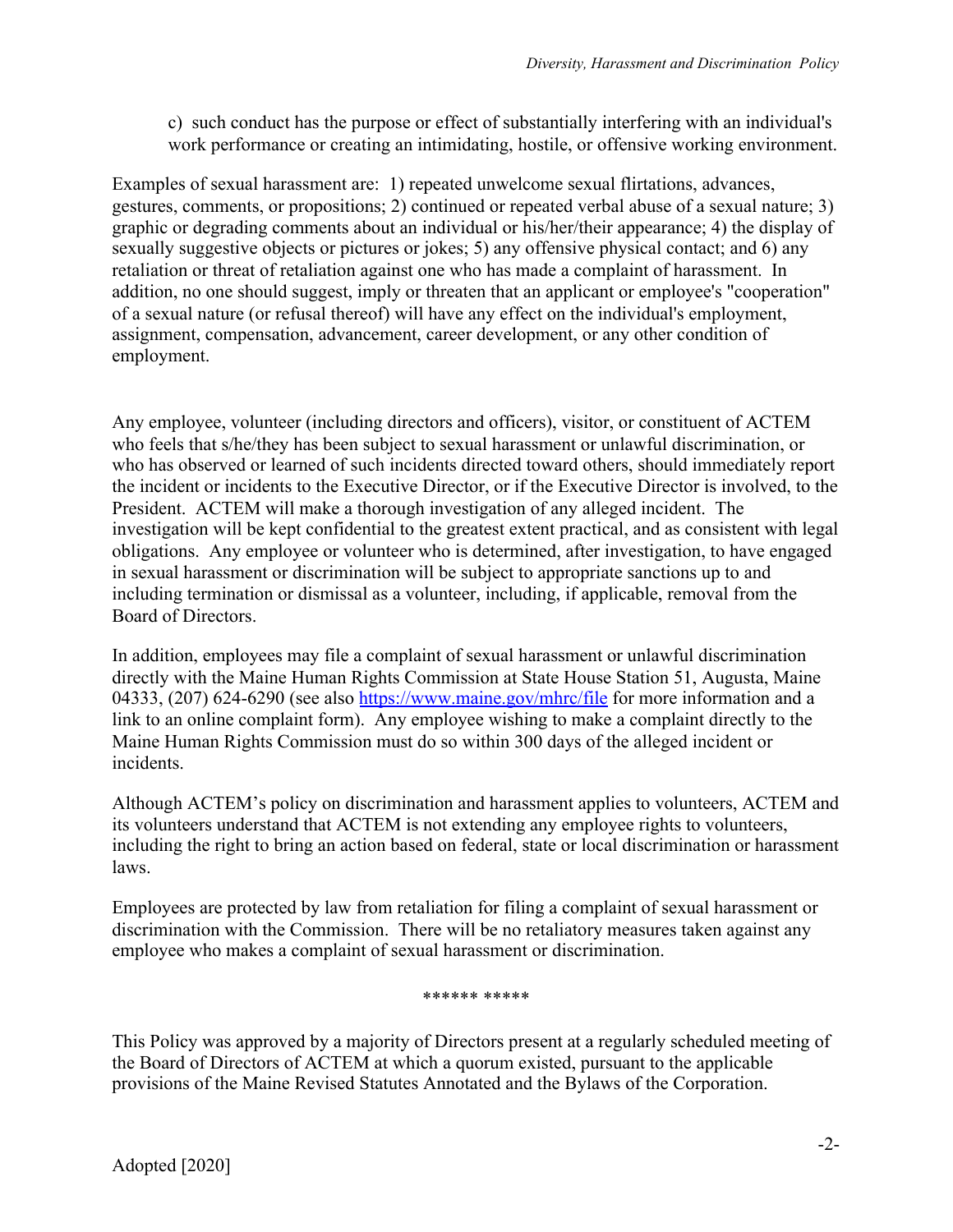c) such conduct has the purpose or effect of substantially interfering with an individual's work performance or creating an intimidating, hostile, or offensive working environment.

Examples of sexual harassment are: 1) repeated unwelcome sexual flirtations, advances, gestures, comments, or propositions; 2) continued or repeated verbal abuse of a sexual nature; 3) graphic or degrading comments about an individual or his/her/their appearance; 4) the display of sexually suggestive objects or pictures or jokes; 5) any offensive physical contact; and 6) any retaliation or threat of retaliation against one who has made a complaint of harassment. In addition, no one should suggest, imply or threaten that an applicant or employee's "cooperation" of a sexual nature (or refusal thereof) will have any effect on the individual's employment, assignment, compensation, advancement, career development, or any other condition of employment.

Any employee, volunteer (including directors and officers), visitor, or constituent of ACTEM who feels that s/he/they has been subject to sexual harassment or unlawful discrimination, or who has observed or learned of such incidents directed toward others, should immediately report the incident or incidents to the Executive Director, or if the Executive Director is involved, to the President. ACTEM will make a thorough investigation of any alleged incident. The investigation will be kept confidential to the greatest extent practical, and as consistent with legal obligations. Any employee or volunteer who is determined, after investigation, to have engaged in sexual harassment or discrimination will be subject to appropriate sanctions up to and including termination or dismissal as a volunteer, including, if applicable, removal from the Board of Directors.

In addition, employees may file a complaint of sexual harassment or unlawful discrimination directly with the Maine Human Rights Commission at State House Station 51, Augusta, Maine 04333, (207) 624-6290 (see also [https://www.maine.gov/mhrc/file](https://www.maine.gov/mhrc/file) for more information and a link to an online complaint form). Any employee wishing to make a complaint directly to the Maine Human Rights Commission must do so within 300 days of the alleged incident or incidents.

Although ACTEM's policy on discrimination and harassment applies to volunteers, ACTEM and its volunteers understand that ACTEM is not extending any employee rights to volunteers, including the right to bring an action based on federal, state or local discrimination or harassment laws.

Employees are protected by law from retaliation for filing a complaint of sexual harassment or discrimination with the Commission. There will be no retaliatory measures taken against any employee who makes a complaint of sexual harassment or discrimination.

****** *****

This Policy was approved by a majority of Directors present at a regularly scheduled meeting of the Board of Directors of ACTEM at which a quorum existed, pursuant to the applicable provisions of the Maine Revised Statutes Annotated and the Bylaws of the Corporation.

Adopted [2020]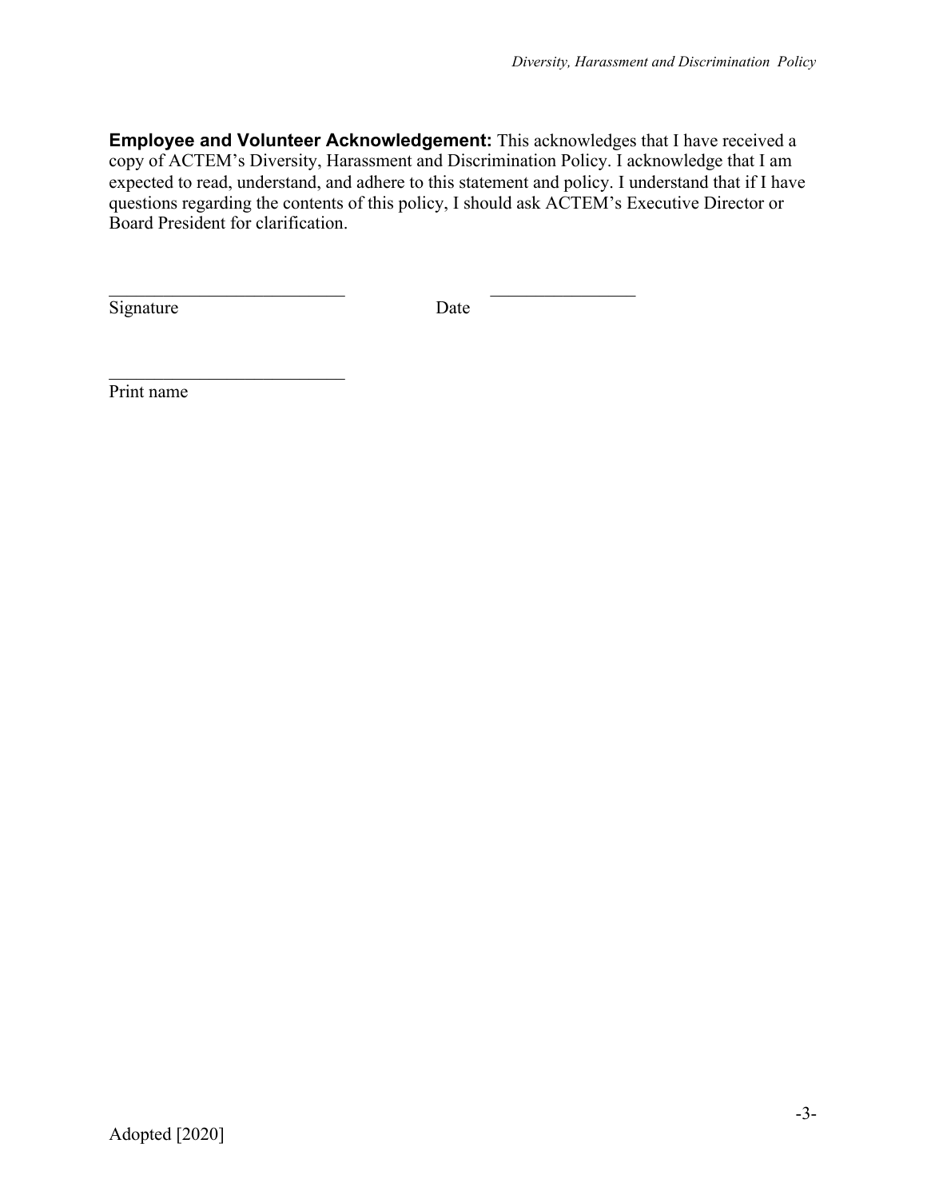**Employee and Volunteer Acknowledgement:** This acknowledges that I have received a copy of ACTEM's Diversity, Harassment and Discrimination Policy. I acknowledge that I am expected to read, understand, and adhere to this statement and policy. I understand that if I have questions regarding the contents of this policy, I should ask ACTEM's Executive Director or Board President for clarification.

___________________________ ________________

Signature Date

___________________________

Print name

Adopted [2020]